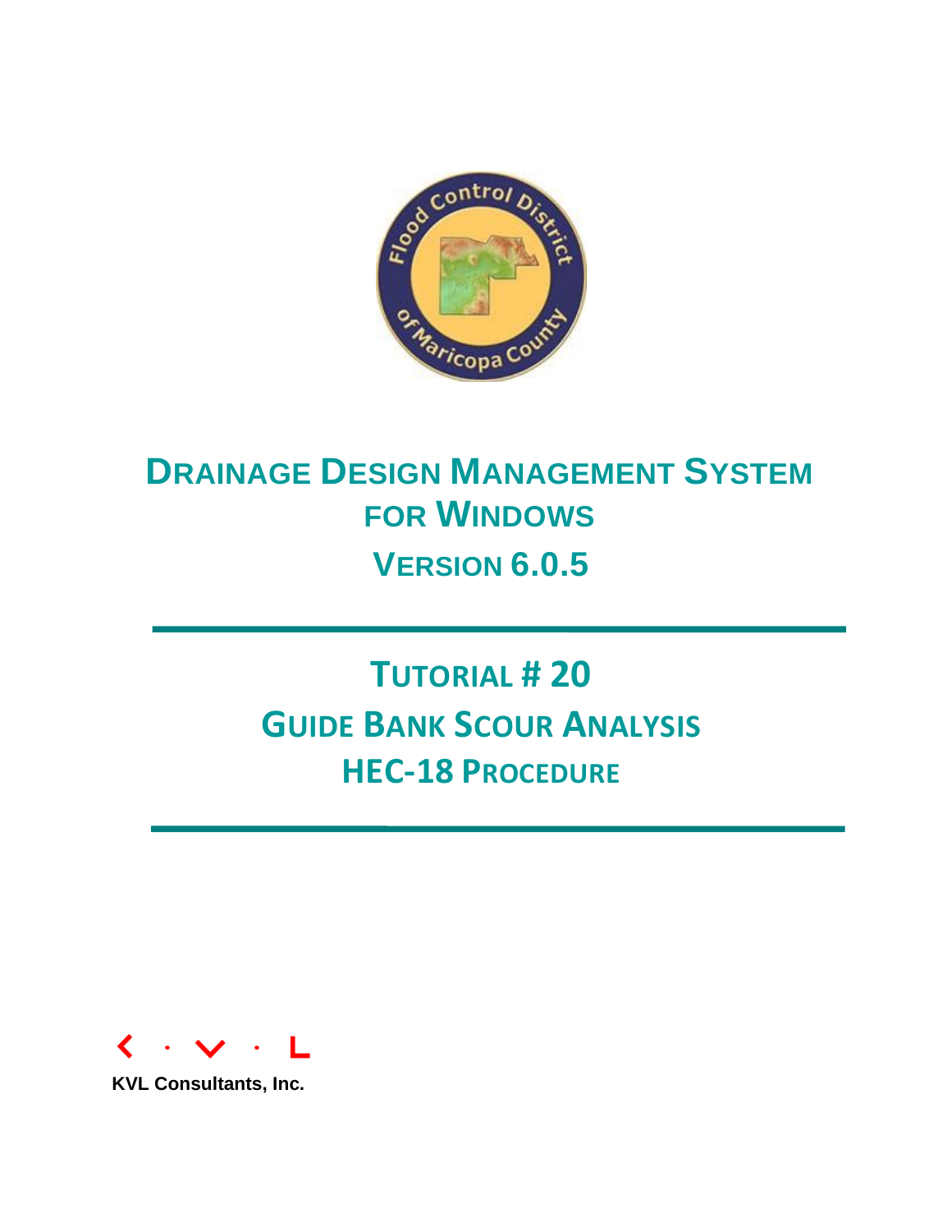# DRAINAGE DESIGN MANAGEMENT SYSTEM FOR WINDOWS

## VERSION 6.0.5

# TUTORIAL # 20

## GUIDE BANK SCOUR ANALYSIS

## HEC-18 PROCEDURE

KVL Consultants, Inc.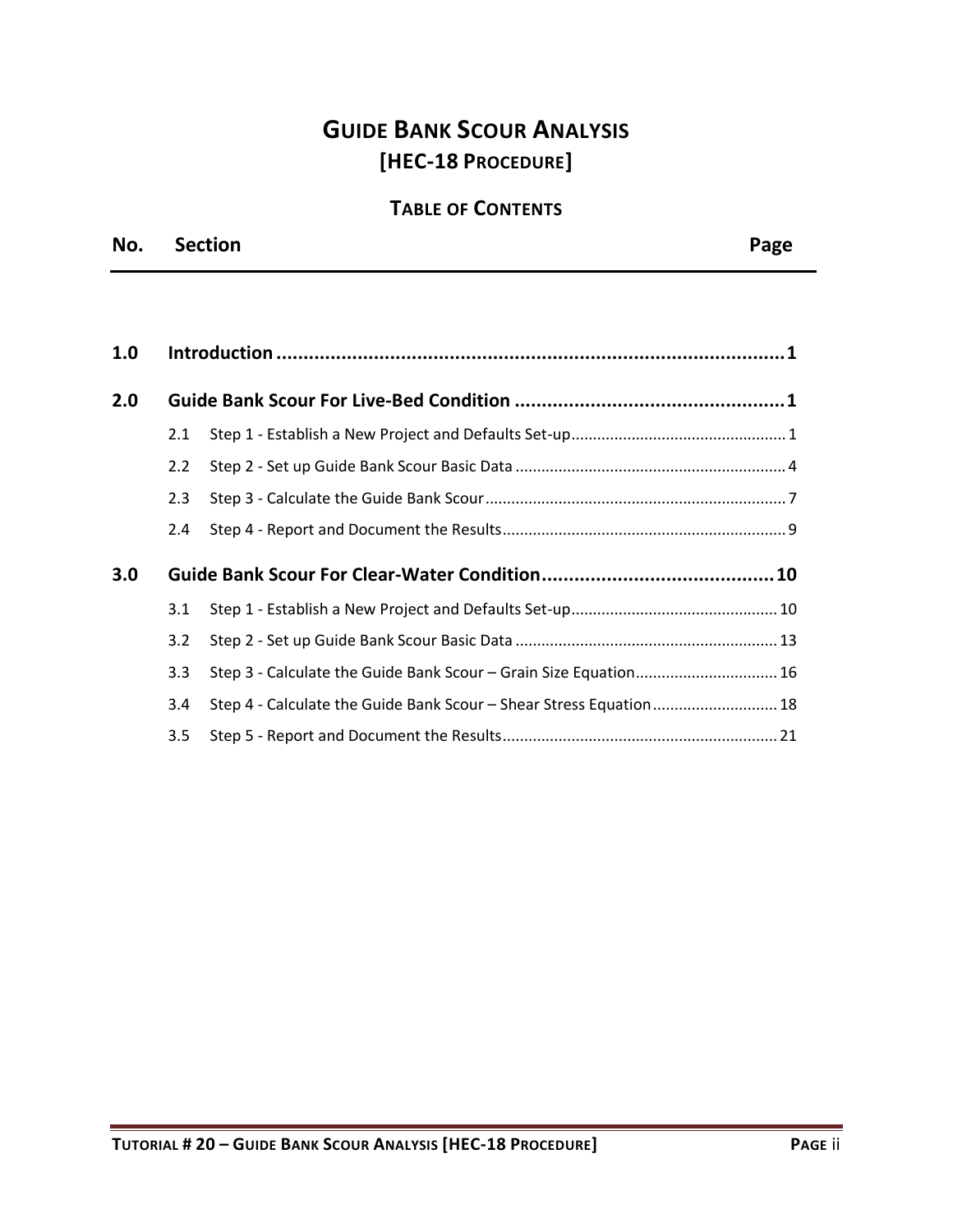# GUIDE BANK SCOUR ANALYSIS
## [HEC-18 PROCEDURE]

### TABLE OF CONTENTS

| No. | Section | Page |
|---|---|---|
| **1.0** | **Introduction** | **1** |
| **2.0** | **Guide Bank Scour For Live-Bed Condition** | **1** |
| 2.1 | Step 1 - Establish a New Project and Defaults Set-up | 1 |
| 2.2 | Step 2 - Set up Guide Bank Scour Basic Data | 4 |
| 2.3 | Step 3 - Calculate the Guide Bank Scour | 7 |
| 2.4 | Step 4 - Report and Document the Results | 9 |
| **3.0** | **Guide Bank Scour For Clear-Water Condition** | **10** |
| 3.1 | Step 1 - Establish a New Project and Defaults Set-up | 10 |
| 3.2 | Step 2 - Set up Guide Bank Scour Basic Data | 13 |
| 3.3 | Step 3 - Calculate the Guide Bank Scour – Grain Size Equation | 16 |
| 3.4 | Step 4 - Calculate the Guide Bank Scour – Shear Stress Equation | 18 |
| 3.5 | Step 5 - Report and Document the Results | 21 |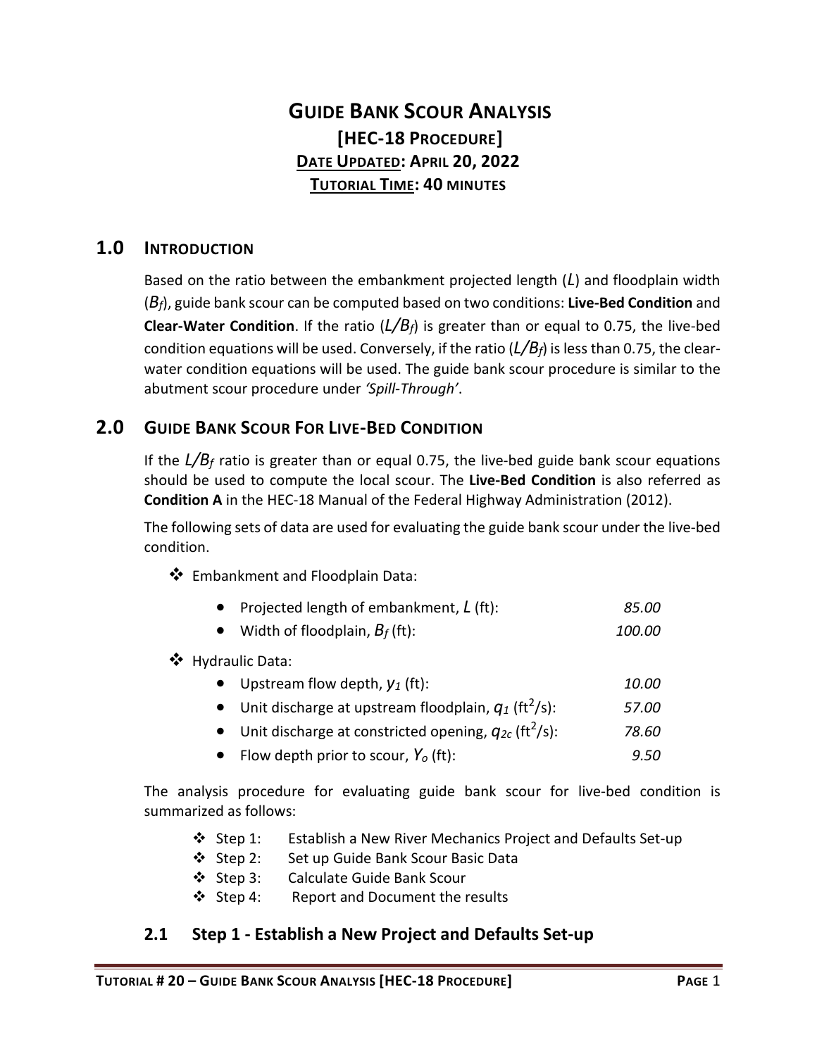# Guide Bank Scour Analysis

## [HEC-18 Procedure]

**Date Updated: April 20, 2022**

**Tutorial Time: 40 minutes**

## 1.0 Introduction

Based on the ratio between the embankment projected length ($L$) and floodplain width ($B_f$), guide bank scour can be computed based on two conditions: **Live-Bed Condition** and **Clear-Water Condition**. If the ratio ($L/B_f$) is greater than or equal to 0.75, the live-bed condition equations will be used. Conversely, if the ratio ($L/B_f$) is less than 0.75, the clear-water condition equations will be used. The guide bank scour procedure is similar to the abutment scour procedure under *'Spill-Through'*.

## 2.0 Guide Bank Scour For Live-Bed Condition

If the $L/B_f$ ratio is greater than or equal 0.75, the live-bed guide bank scour equations should be used to compute the local scour. The **Live-Bed Condition** is also referred as **Condition A** in the HEC-18 Manual of the Federal Highway Administration (2012).

The following sets of data are used for evaluating the guide bank scour under the live-bed condition.

- Embankment and Floodplain Data:
  - Projected length of embankment, $L$ (ft): *85.00*
  - Width of floodplain, $B_f$ (ft): *100.00*
- Hydraulic Data:
  - Upstream flow depth, $y_1$ (ft): *10.00*
  - Unit discharge at upstream floodplain, $q_1$ (ft$^2$/s): *57.00*
  - Unit discharge at constricted opening, $q_{2c}$ (ft$^2$/s): *78.60*
  - Flow depth prior to scour, $Y_o$ (ft): *9.50*

The analysis procedure for evaluating guide bank scour for live-bed condition is summarized as follows:

- Step 1: Establish a New River Mechanics Project and Defaults Set-up
- Step 2: Set up Guide Bank Scour Basic Data
- Step 3: Calculate Guide Bank Scour
- Step 4: Report and Document the results

### 2.1 Step 1 - Establish a New Project and Defaults Set-up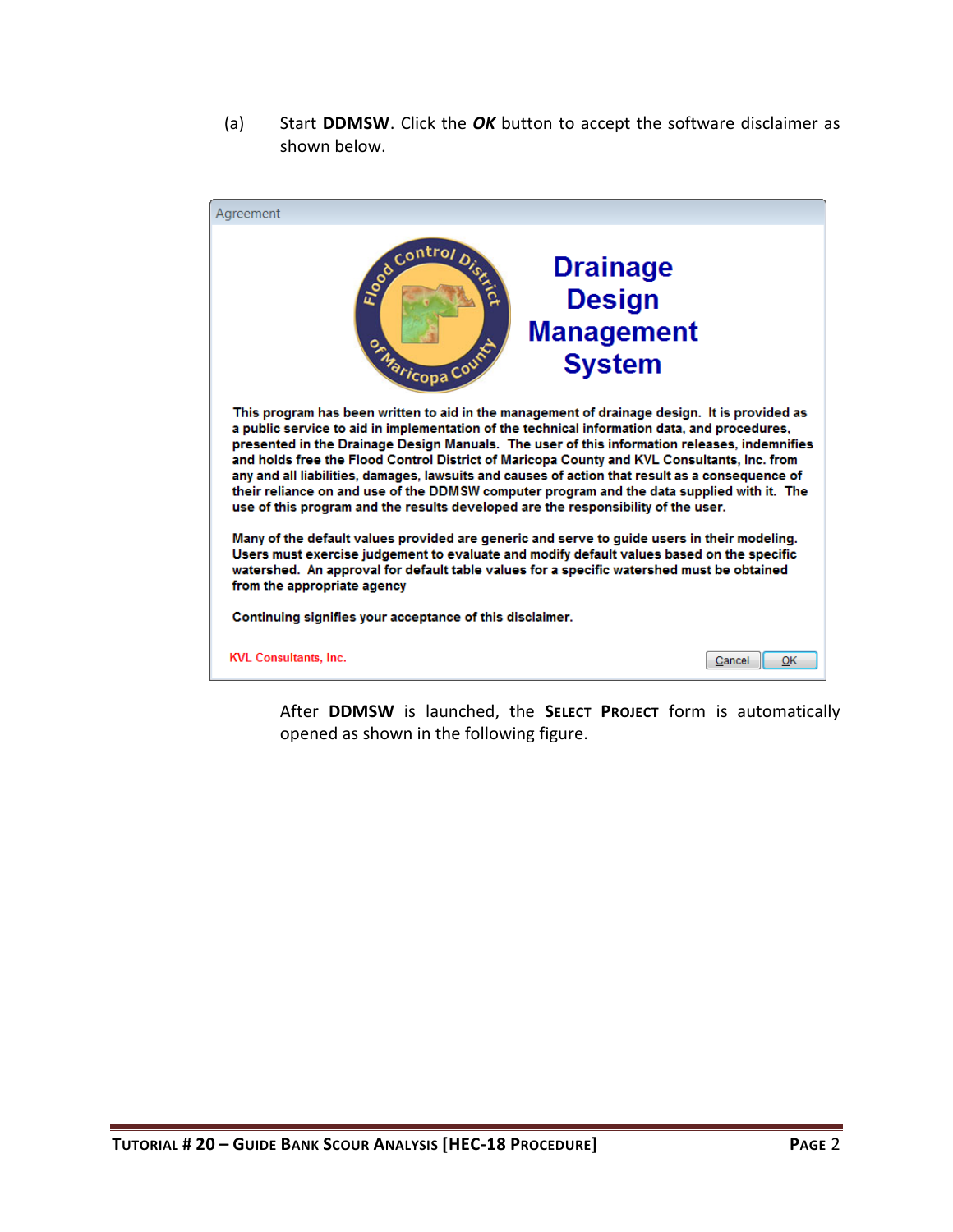(a) Start **DDMSW**. Click the ***OK*** button to accept the software disclaimer as shown below.

Agreement

Drainage Design Management System

This program has been written to aid in the management of drainage design. It is provided as a public service to aid in implementation of the technical information data, and procedures, presented in the Drainage Design Manuals. The user of this information releases, indemnifies and holds free the Flood Control District of Maricopa County and KVL Consultants, Inc. from any and all liabilities, damages, lawsuits and causes of action that result as a consequence of their reliance on and use of the DDMSW computer program and the data supplied with it. The use of this program and the results developed are the responsibility of the user.

Many of the default values provided are generic and serve to guide users in their modeling. Users must exercise judgement to evaluate and modify default values based on the specific watershed. An approval for default table values for a specific watershed must be obtained from the appropriate agency

Continuing signifies your acceptance of this disclaimer.

KVL Consultants, Inc.

Cancel OK

After **DDMSW** is launched, the **SELECT PROJECT** form is automatically opened as shown in the following figure.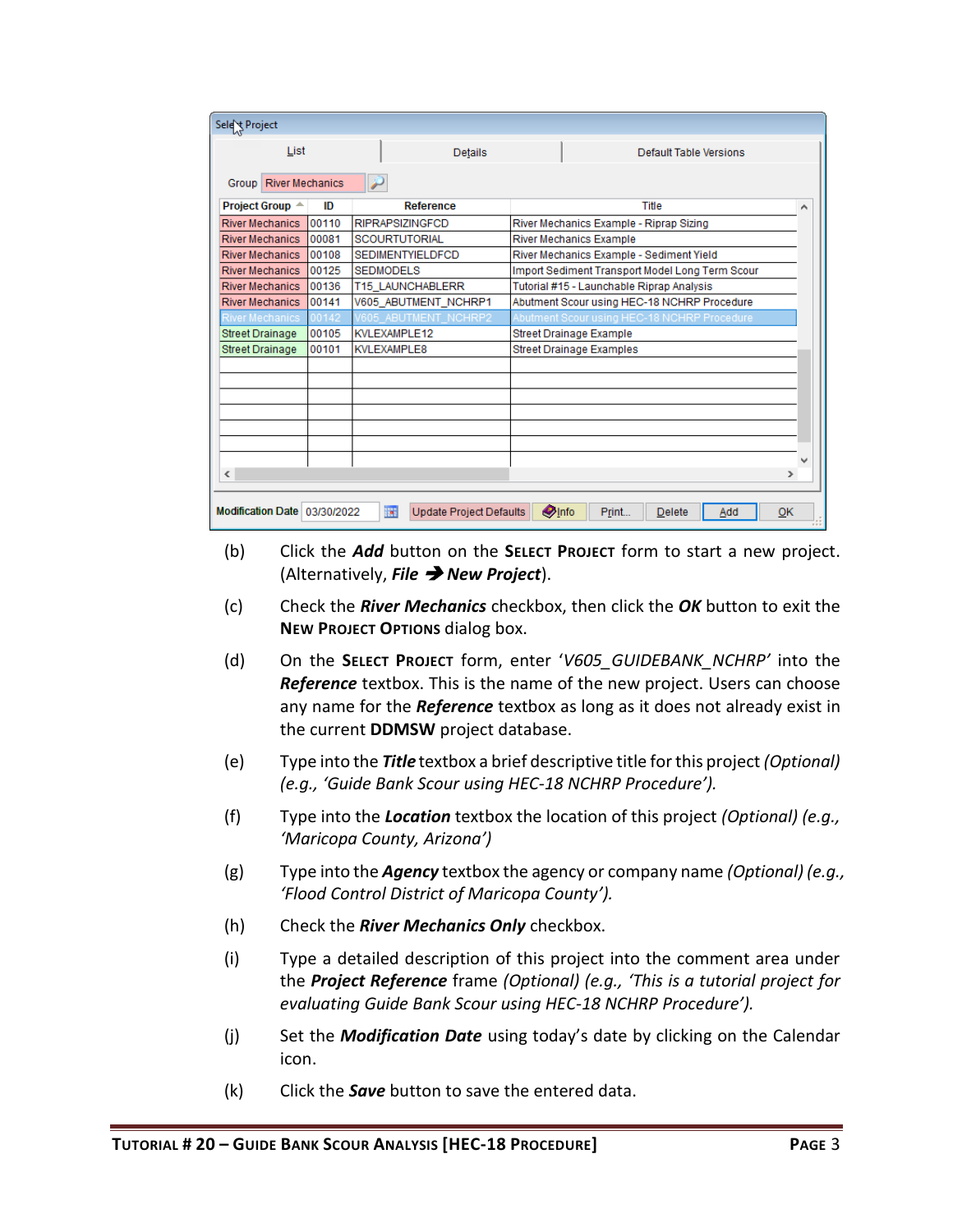| Project Group | ID | Reference | Title |
|---|---|---|---|
| River Mechanics | 00110 | RIPRAPSIZINGFCD | River Mechanics Example - Riprap Sizing |
| River Mechanics | 00081 | SCOURTUTORIAL | River Mechanics Example |
| River Mechanics | 00108 | SEDIMENTYIELDFCD | River Mechanics Example - Sediment Yield |
| River Mechanics | 00125 | SEDMODELS | Import Sediment Transport Model Long Term Scour |
| River Mechanics | 00136 | T15_LAUNCHABLERR | Tutorial #15 - Launchable Riprap Analysis |
| River Mechanics | 00141 | V605_ABUTMENT_NCHRP1 | Abutment Scour using HEC-18 NCHRP Procedure |
| River Mechanics | 00142 | V605_ABUTMENT_NCHRP2 | Abutment Scour using HEC-18 NCHRP Procedure |
| Street Drainage | 00105 | KVLEXAMPLE12 | Street Drainage Example |
| Street Drainage | 00101 | KVLEXAMPLE8 | Street Drainage Examples |

(b) Click the ***Add*** button on the **Select Project** form to start a new project. (Alternatively, ***File*** ➔ ***New Project***).

(c) Check the ***River Mechanics*** checkbox, then click the ***OK*** button to exit the **New Project Options** dialog box.

(d) On the **Select Project** form, enter '*V605_GUIDEBANK_NCHRP*' into the ***Reference*** textbox. This is the name of the new project. Users can choose any name for the ***Reference*** textbox as long as it does not already exist in the current **DDMSW** project database.

(e) Type into the ***Title*** textbox a brief descriptive title for this project *(Optional) (e.g., 'Guide Bank Scour using HEC-18 NCHRP Procedure').*

(f) Type into the ***Location*** textbox the location of this project *(Optional) (e.g., 'Maricopa County, Arizona')*

(g) Type into the ***Agency*** textbox the agency or company name *(Optional) (e.g., 'Flood Control District of Maricopa County').*

(h) Check the ***River Mechanics Only*** checkbox.

(i) Type a detailed description of this project into the comment area under the ***Project Reference*** frame *(Optional) (e.g., 'This is a tutorial project for evaluating Guide Bank Scour using HEC-18 NCHRP Procedure').*

(j) Set the ***Modification Date*** using today's date by clicking on the Calendar icon.

(k) Click the ***Save*** button to save the entered data.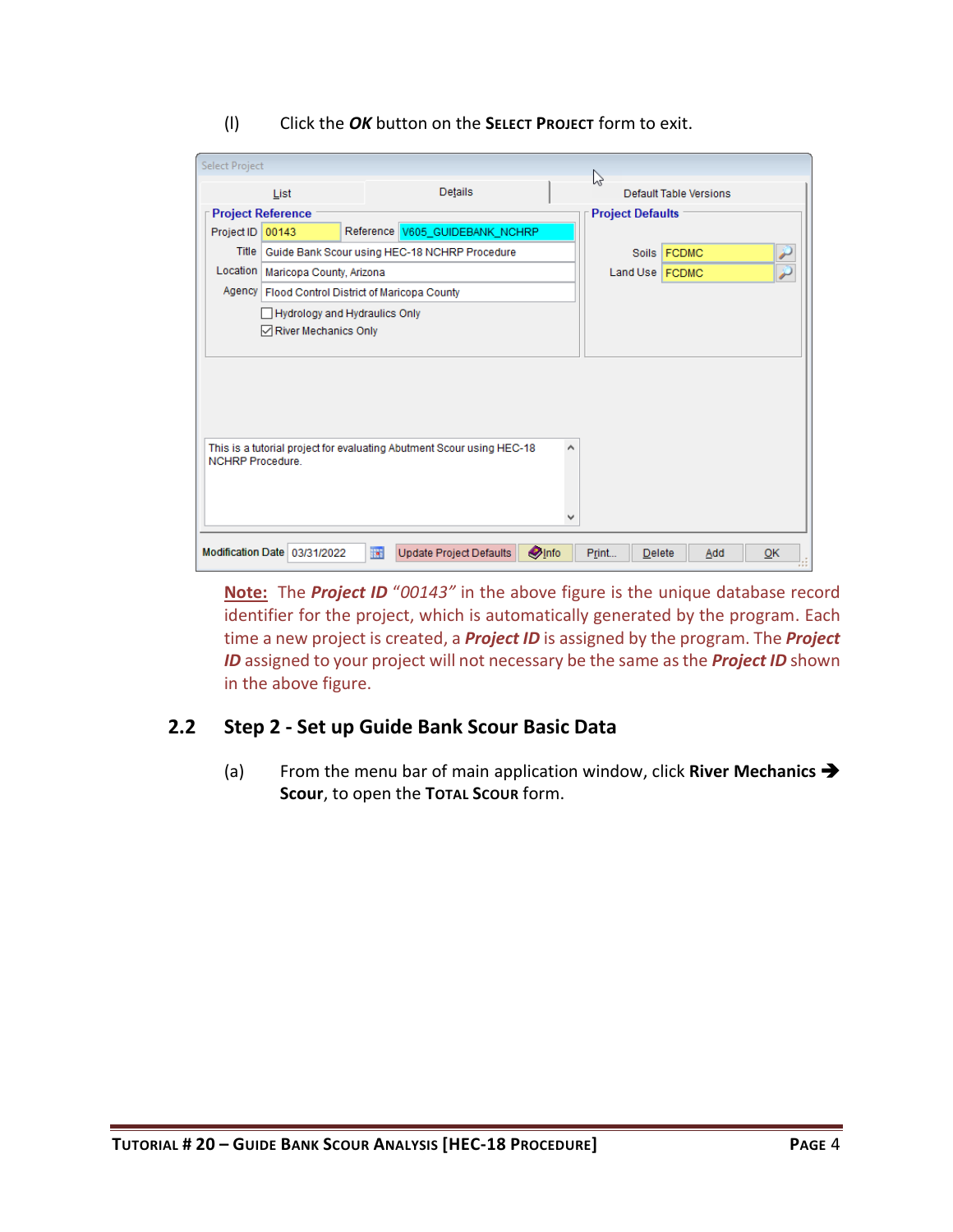(l) Click the ***OK*** button on the **Select Project** form to exit.

**Note:** The ***Project ID*** *"00143"* in the above figure is the unique database record identifier for the project, which is automatically generated by the program. Each time a new project is created, a ***Project ID*** is assigned by the program. The ***Project ID*** assigned to your project will not necessary be the same as the ***Project ID*** shown in the above figure.

## 2.2 Step 2 - Set up Guide Bank Scour Basic Data

(a) From the menu bar of main application window, click **River Mechanics → Scour**, to open the **Total Scour** form.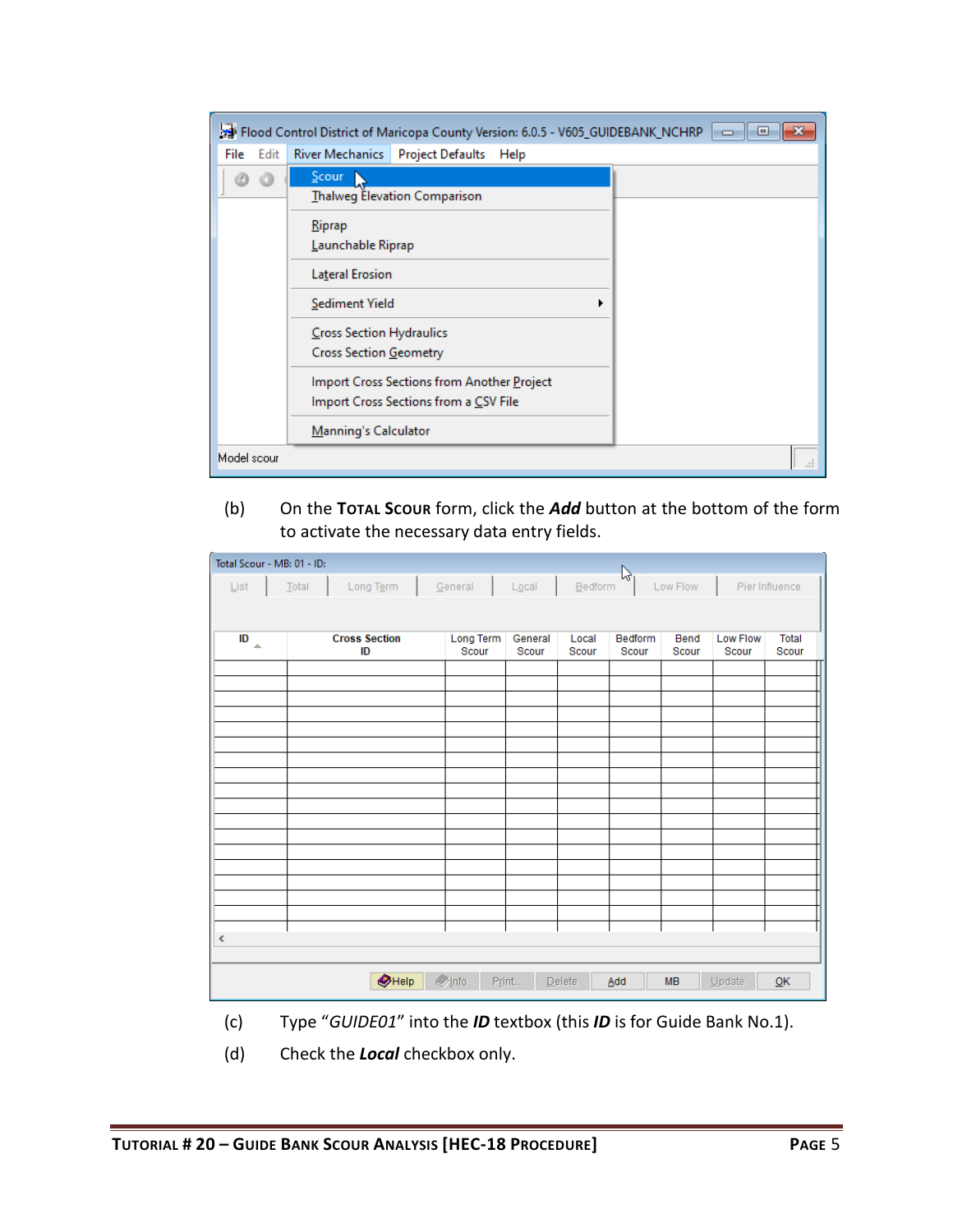(b) On the **Total Scour** form, click the ***Add*** button at the bottom of the form to activate the necessary data entry fields.

(c) Type "*GUIDE01*" into the ***ID*** textbox (this ***ID*** is for Guide Bank No.1).

(d) Check the ***Local*** checkbox only.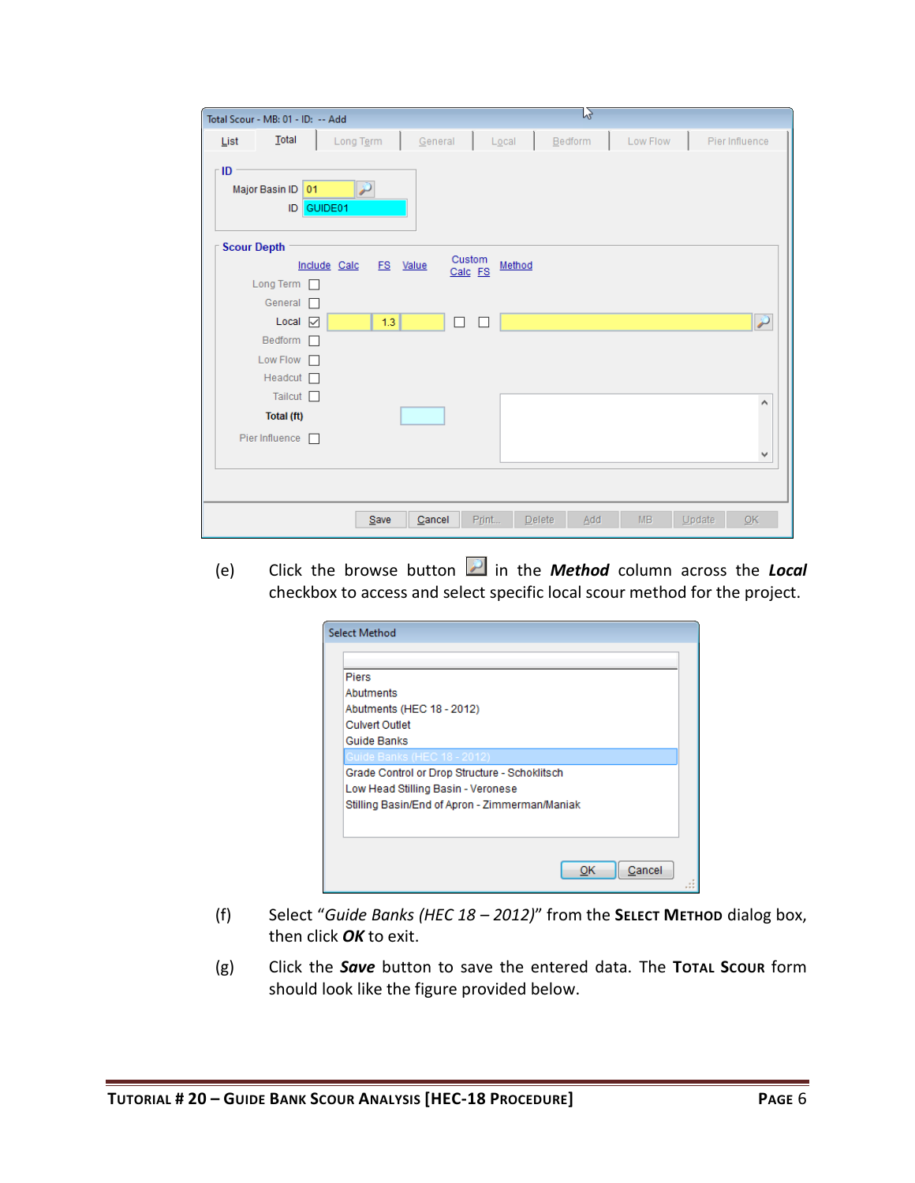(e) Click the browse button in the ***Method*** column across the ***Local*** checkbox to access and select specific local scour method for the project.

(f) Select "*Guide Banks (HEC 18 – 2012)*" from the **Select Method** dialog box, then click ***OK*** to exit.

(g) Click the ***Save*** button to save the entered data. The **Total Scour** form should look like the figure provided below.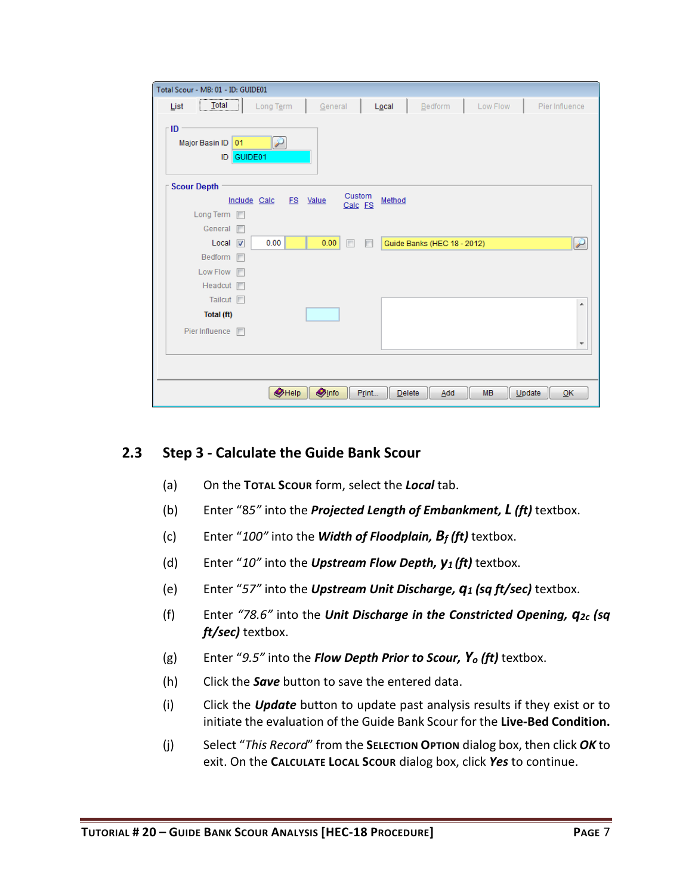## 2.3 Step 3 - Calculate the Guide Bank Scour

(a) On the **TOTAL SCOUR** form, select the ***Local*** tab.

(b) Enter "85" into the ***Projected Length of Embankment, L (ft)*** textbox.

(c) Enter "*100*" into the ***Width of Floodplain, $B_f$ (ft)*** textbox.

(d) Enter "*10*" into the ***Upstream Flow Depth, $y_1$ (ft)*** textbox.

(e) Enter "*57*" into the ***Upstream Unit Discharge, $q_1$ (sq ft/sec)*** textbox.

(f) Enter "*78.6*" into the ***Unit Discharge in the Constricted Opening, $q_{2c}$ (sq ft/sec)*** textbox.

(g) Enter "*9.5*" into the ***Flow Depth Prior to Scour, $Y_o$ (ft)*** textbox.

(h) Click the ***Save*** button to save the entered data.

(i) Click the ***Update*** button to update past analysis results if they exist or to initiate the evaluation of the Guide Bank Scour for the **Live-Bed Condition.**

(j) Select "*This Record*" from the **SELECTION OPTION** dialog box, then click ***OK*** to exit. On the **CALCULATE LOCAL SCOUR** dialog box, click ***Yes*** to continue.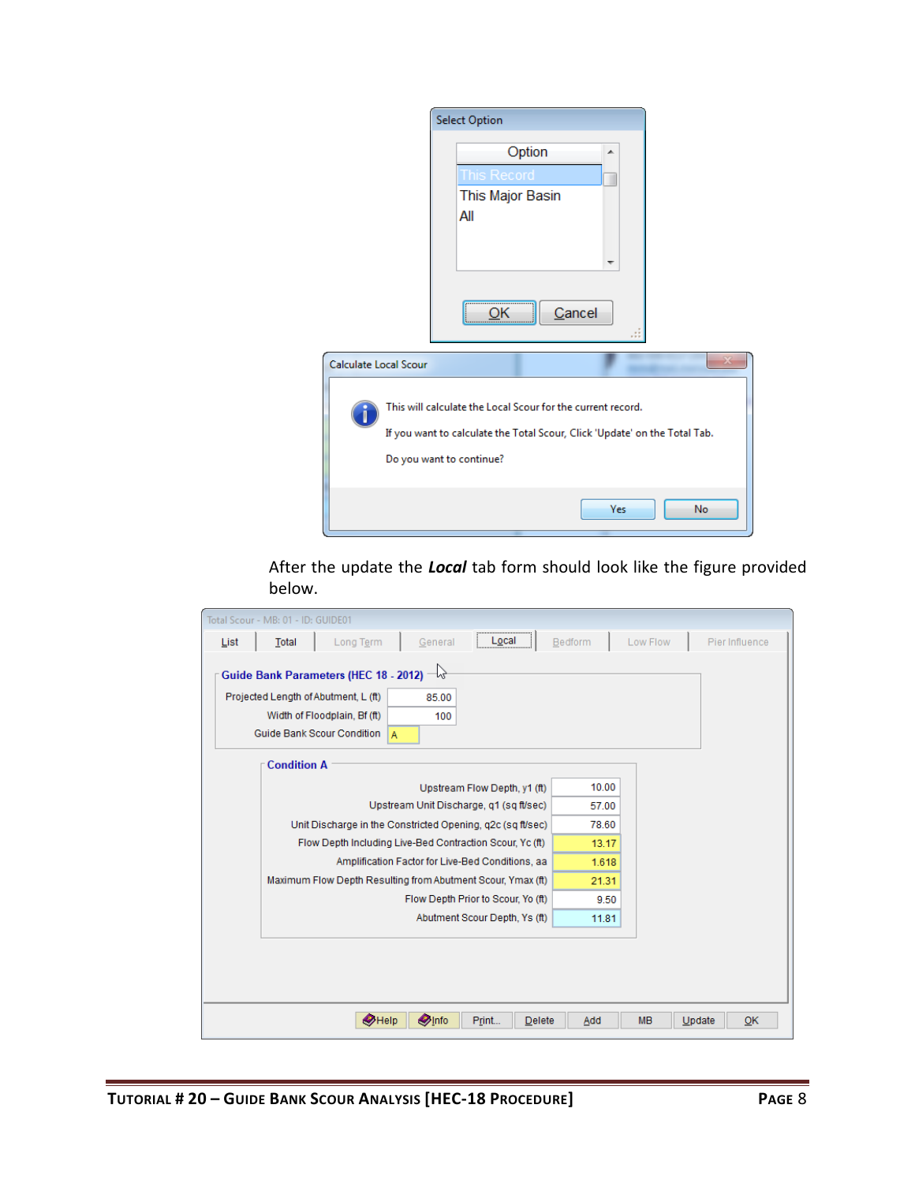Select Option

| Option |
| --- |
| This Record |
| This Major Basin |
| All |

OK Cancel

Calculate Local Scour

This will calculate the Local Scour for the current record.

If you want to calculate the Total Scour, Click 'Update' on the Total Tab.

Do you want to continue?

Yes No

After the update the ***Local*** tab form should look like the figure provided below.

Total Scour - MB: 01 - ID: GUIDE01

List | Total | Long Term | General | Local | Bedform | Low Flow | Pier Influence

**Guide Bank Parameters (HEC 18 - 2012)**

| Parameter | Value |
| --- | --- |
| Projected Length of Abutment, L (ft) | 85.00 |
| Width of Floodplain, Bf (ft) | 100 |
| Guide Bank Scour Condition | A |

**Condition A**

| Parameter | Value |
| --- | --- |
| Upstream Flow Depth, y1 (ft) | 10.00 |
| Upstream Unit Discharge, q1 (sq ft/sec) | 57.00 |
| Unit Discharge in the Constricted Opening, q2c (sq ft/sec) | 78.60 |
| Flow Depth Including Live-Bed Contraction Scour, Yc (ft) | 13.17 |
| Amplification Factor for Live-Bed Conditions, aa | 1.618 |
| Maximum Flow Depth Resulting from Abutment Scour, Ymax (ft) | 21.31 |
| Flow Depth Prior to Scour, Yo (ft) | 9.50 |
| Abutment Scour Depth, Ys (ft) | 11.81 |

Help | Info | Print... | Delete | Add | MB | Update | OK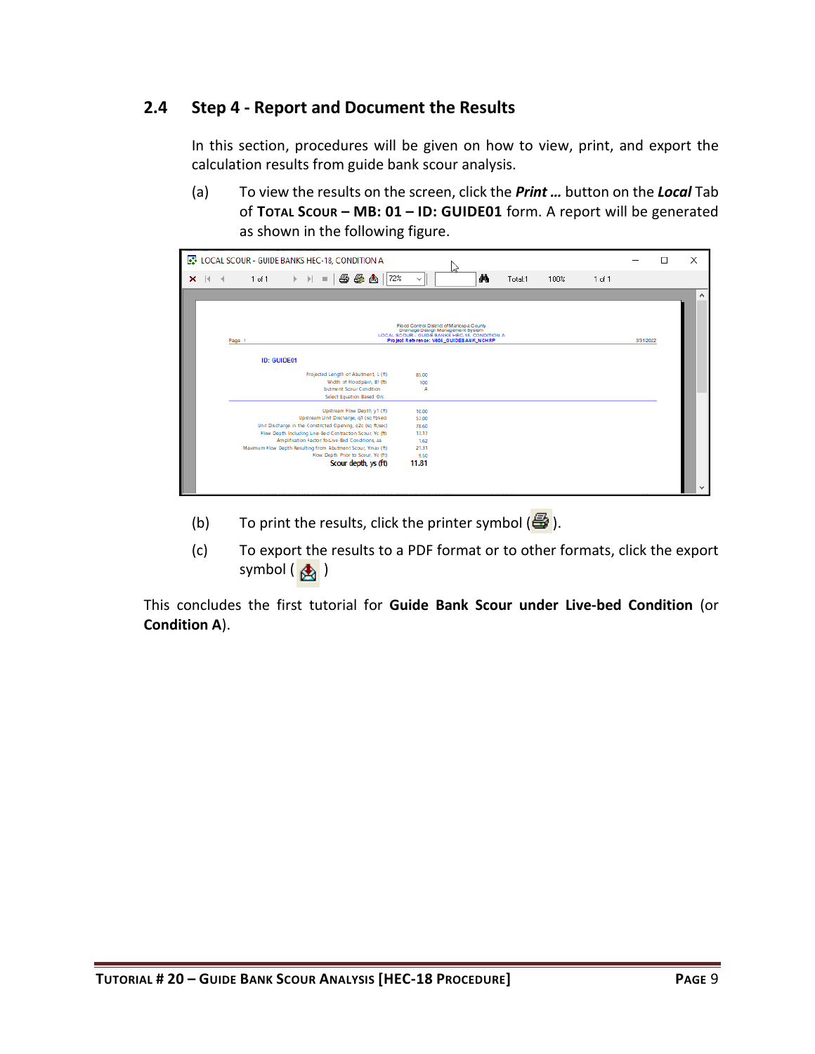## 2.4 Step 4 - Report and Document the Results

In this section, procedures will be given on how to view, print, and export the calculation results from guide bank scour analysis.

(a) To view the results on the screen, click the ***Print …*** button on the ***Local*** Tab of **TOTAL SCOUR – MB: 01 – ID: GUIDE01** form. A report will be generated as shown in the following figure.

(b) To print the results, click the printer symbol ( ).

(c) To export the results to a PDF format or to other formats, click the export symbol ( )

This concludes the first tutorial for **Guide Bank Scour under Live-bed Condition** (or **Condition A**).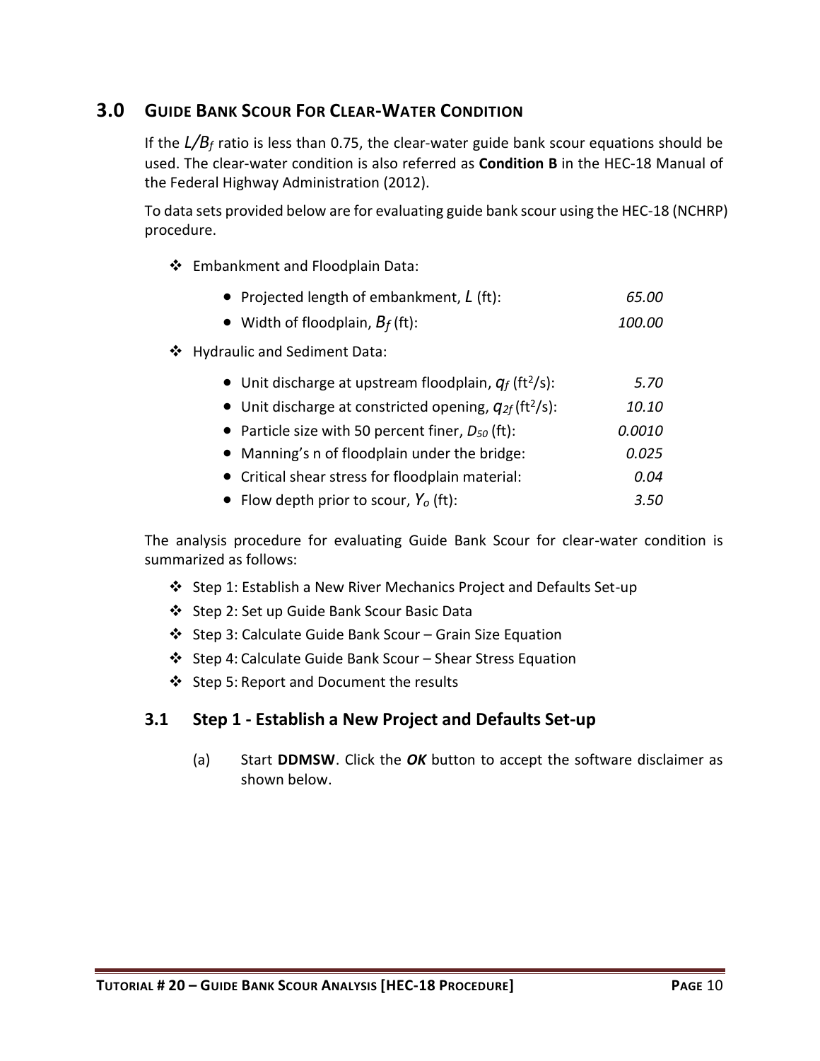## 3.0 GUIDE BANK SCOUR FOR CLEAR-WATER CONDITION

If the $L/B_f$ ratio is less than 0.75, the clear-water guide bank scour equations should be used. The clear-water condition is also referred as **Condition B** in the HEC-18 Manual of the Federal Highway Administration (2012).

To data sets provided below are for evaluating guide bank scour using the HEC-18 (NCHRP) procedure.

- Embankment and Floodplain Data:
  - Projected length of embankment, $L$ (ft): *65.00*
  - Width of floodplain, $B_f$ (ft): *100.00*
- Hydraulic and Sediment Data:
  - Unit discharge at upstream floodplain, $q_f$ ($ft^2/s$): *5.70*
  - Unit discharge at constricted opening, $q_{2f}$ ($ft^2/s$): *10.10*
  - Particle size with 50 percent finer, $D_{50}$ (ft): *0.0010*
  - Manning's n of floodplain under the bridge: *0.025*
  - Critical shear stress for floodplain material: *0.04*
  - Flow depth prior to scour, $Y_o$ (ft): *3.50*

The analysis procedure for evaluating Guide Bank Scour for clear-water condition is summarized as follows:

- Step 1: Establish a New River Mechanics Project and Defaults Set-up
- Step 2: Set up Guide Bank Scour Basic Data
- Step 3: Calculate Guide Bank Scour – Grain Size Equation
- Step 4: Calculate Guide Bank Scour – Shear Stress Equation
- Step 5: Report and Document the results

### 3.1 Step 1 - Establish a New Project and Defaults Set-up

(a) Start **DDMSW**. Click the ***OK*** button to accept the software disclaimer as shown below.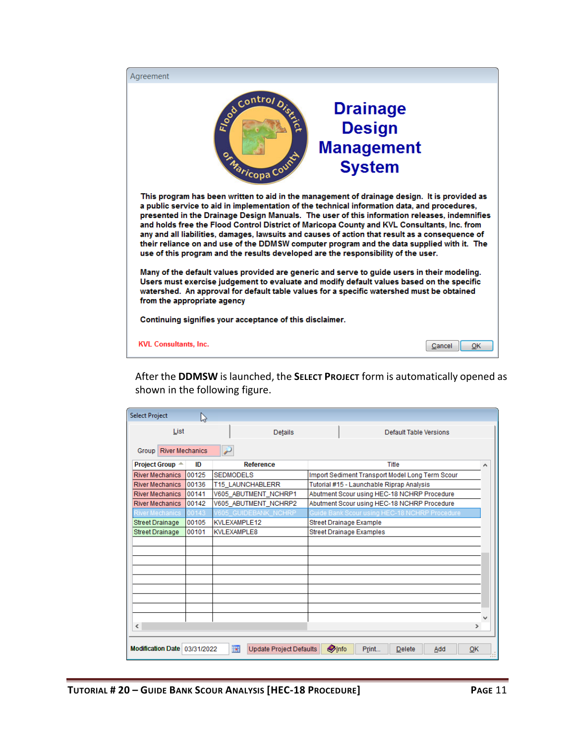Agreement

Flood Control District of Maricopa County

# Drainage Design Management System

**This program has been written to aid in the management of drainage design. It is provided as a public service to aid in implementation of the technical information data, and procedures, presented in the Drainage Design Manuals. The user of this information releases, indemnifies and holds free the Flood Control District of Maricopa County and KVL Consultants, Inc. from any and all liabilities, damages, lawsuits and causes of action that result as a consequence of their reliance on and use of the DDMSW computer program and the data supplied with it. The use of this program and the results developed are the responsibility of the user.**

**Many of the default values provided are generic and serve to guide users in their modeling. Users must exercise judgement to evaluate and modify default values based on the specific watershed. An approval for default table values for a specific watershed must be obtained from the appropriate agency**

**Continuing signifies your acceptance of this disclaimer.**

KVL Consultants, Inc. — Cancel — OK

After the **DDMSW** is launched, the **SELECT PROJECT** form is automatically opened as shown in the following figure.

Select Project

List | Details | Default Table Versions

Group: River Mechanics

| Project Group | ID | Reference | Title |
|---|---|---|---|
| River Mechanics | 00125 | SEDMODELS | Import Sediment Transport Model Long Term Scour |
| River Mechanics | 00136 | T15_LAUNCHABLERR | Tutorial #15 - Launchable Riprap Analysis |
| River Mechanics | 00141 | V605_ABUTMENT_NCHRP1 | Abutment Scour using HEC-18 NCHRP Procedure |
| River Mechanics | 00142 | V605_ABUTMENT_NCHRP2 | Abutment Scour using HEC-18 NCHRP Procedure |
| River Mechanics | 00143 | V605_GUIDEBANK_NCHRP | Guide Bank Scour using HEC-18 NCHRP Procedure |
| Street Drainage | 00105 | KVLEXAMPLE12 | Street Drainage Example |
| Street Drainage | 00101 | KVLEXAMPLE8 | Street Drainage Examples |

Modification Date 03/31/2022 — Update Project Defaults — Info — Print... — Delete — Add — OK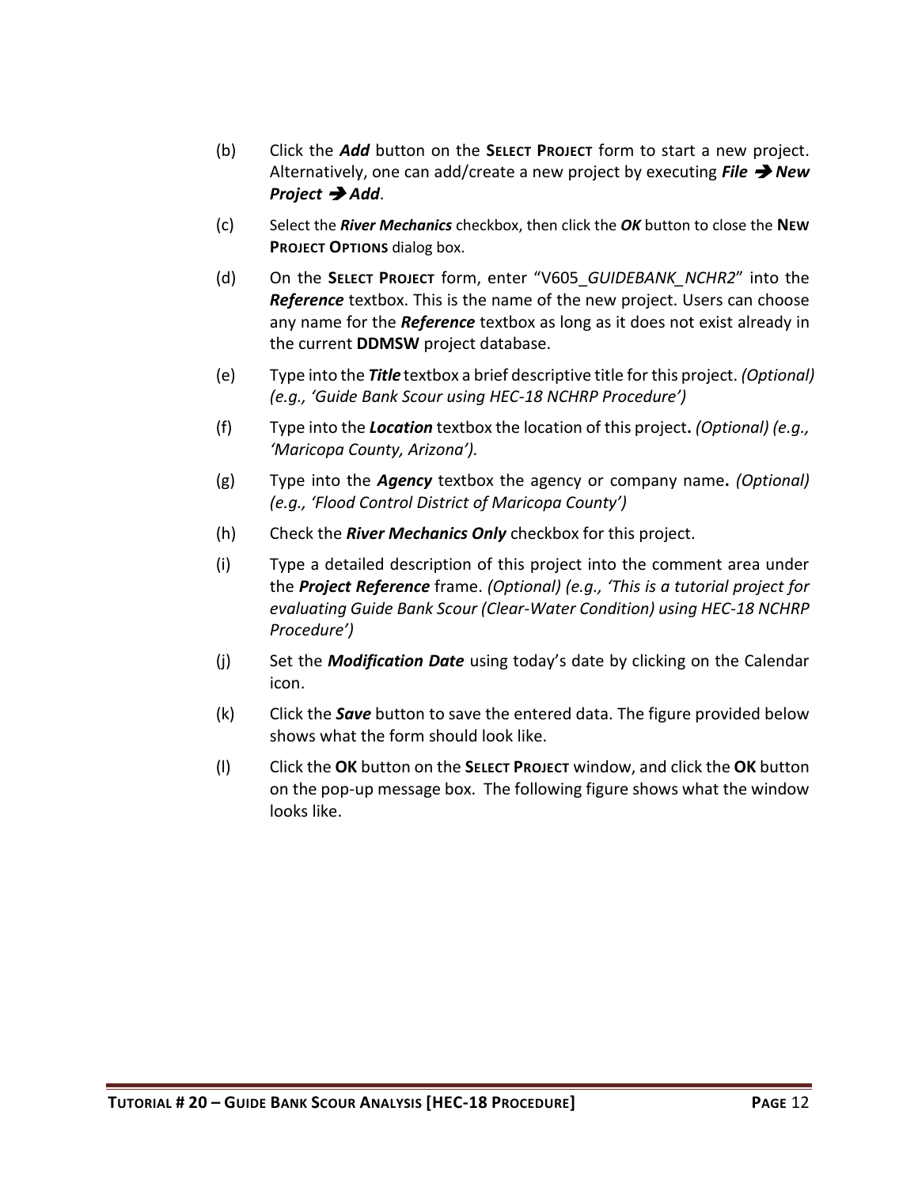(b) Click the ***Add*** button on the **SELECT PROJECT** form to start a new project. Alternatively, one can add/create a new project by executing ***File → New Project → Add***.

(c) Select the ***River Mechanics*** checkbox, then click the ***OK*** button to close the **NEW PROJECT OPTIONS** dialog box.

(d) On the **SELECT PROJECT** form, enter "V605_*GUIDEBANK_NCHR2*" into the ***Reference*** textbox. This is the name of the new project. Users can choose any name for the ***Reference*** textbox as long as it does not exist already in the current **DDMSW** project database.

(e) Type into the ***Title*** textbox a brief descriptive title for this project. *(Optional) (e.g., 'Guide Bank Scour using HEC-18 NCHRP Procedure')*

(f) Type into the ***Location*** textbox the location of this project**.** *(Optional) (e.g., 'Maricopa County, Arizona').*

(g) Type into the ***Agency*** textbox the agency or company name**.** *(Optional) (e.g., 'Flood Control District of Maricopa County')*

(h) Check the ***River Mechanics Only*** checkbox for this project.

(i) Type a detailed description of this project into the comment area under the ***Project Reference*** frame. *(Optional) (e.g., 'This is a tutorial project for evaluating Guide Bank Scour (Clear-Water Condition) using HEC-18 NCHRP Procedure')*

(j) Set the ***Modification Date*** using today's date by clicking on the Calendar icon.

(k) Click the ***Save*** button to save the entered data. The figure provided below shows what the form should look like.

(l) Click the **OK** button on the **SELECT PROJECT** window, and click the **OK** button on the pop-up message box. The following figure shows what the window looks like.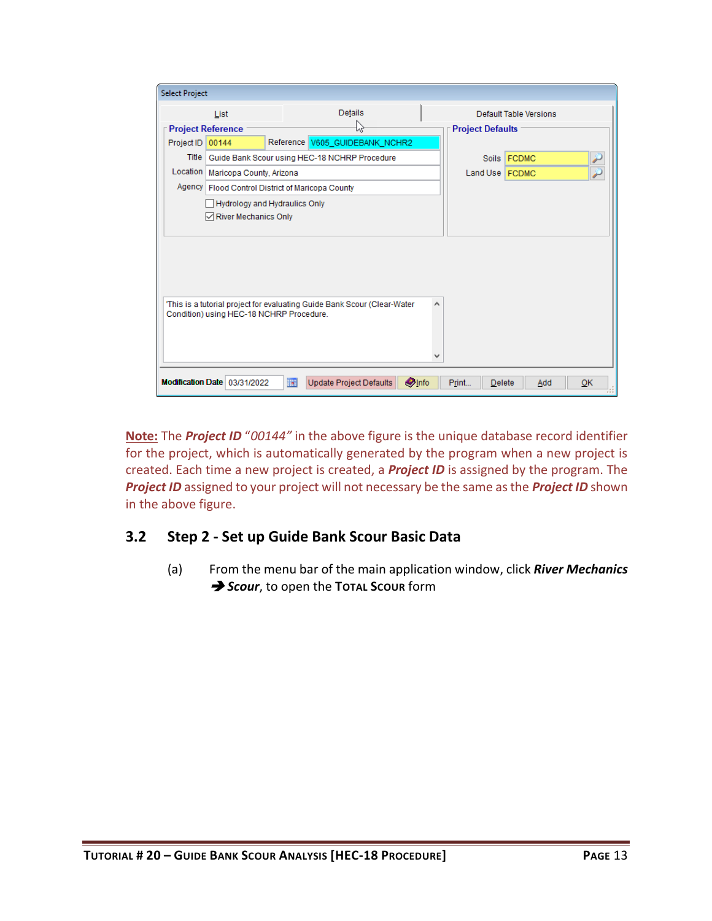**Note:** The ***Project ID*** *"00144"* in the above figure is the unique database record identifier for the project, which is automatically generated by the program when a new project is created. Each time a new project is created, a ***Project ID*** is assigned by the program. The ***Project ID*** assigned to your project will not necessary be the same as the ***Project ID*** shown in the above figure.

## 3.2 Step 2 - Set up Guide Bank Scour Basic Data

(a) From the menu bar of the main application window, click ***River Mechanics*** ➔ ***Scour***, to open the **TOTAL SCOUR** form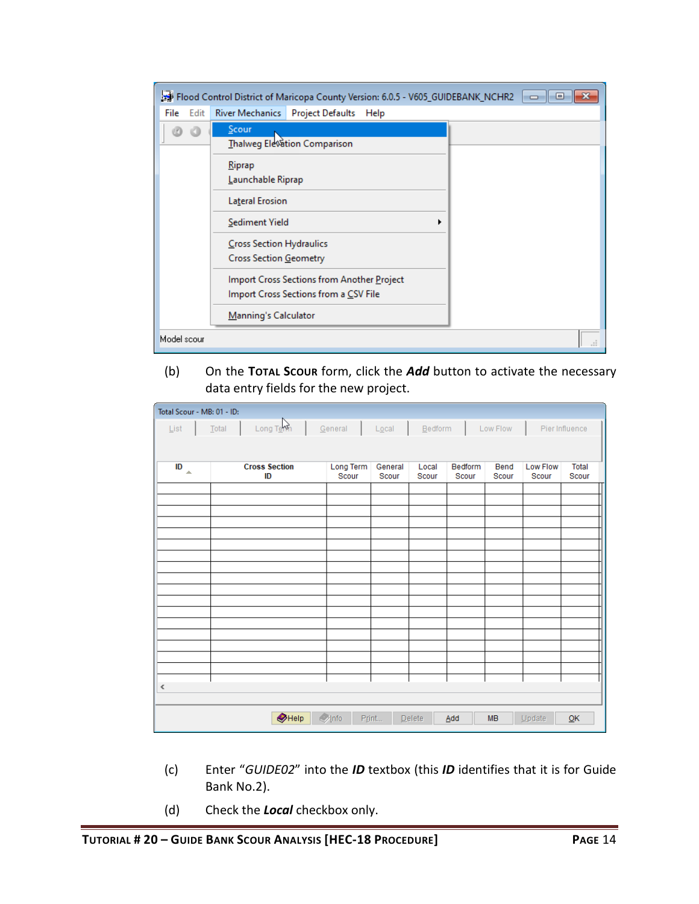(b) On the **Total Scour** form, click the ***Add*** button to activate the necessary data entry fields for the new project.

(c) Enter "*GUIDE02*" into the ***ID*** textbox (this ***ID*** identifies that it is for Guide Bank No.2).

(d) Check the ***Local*** checkbox only.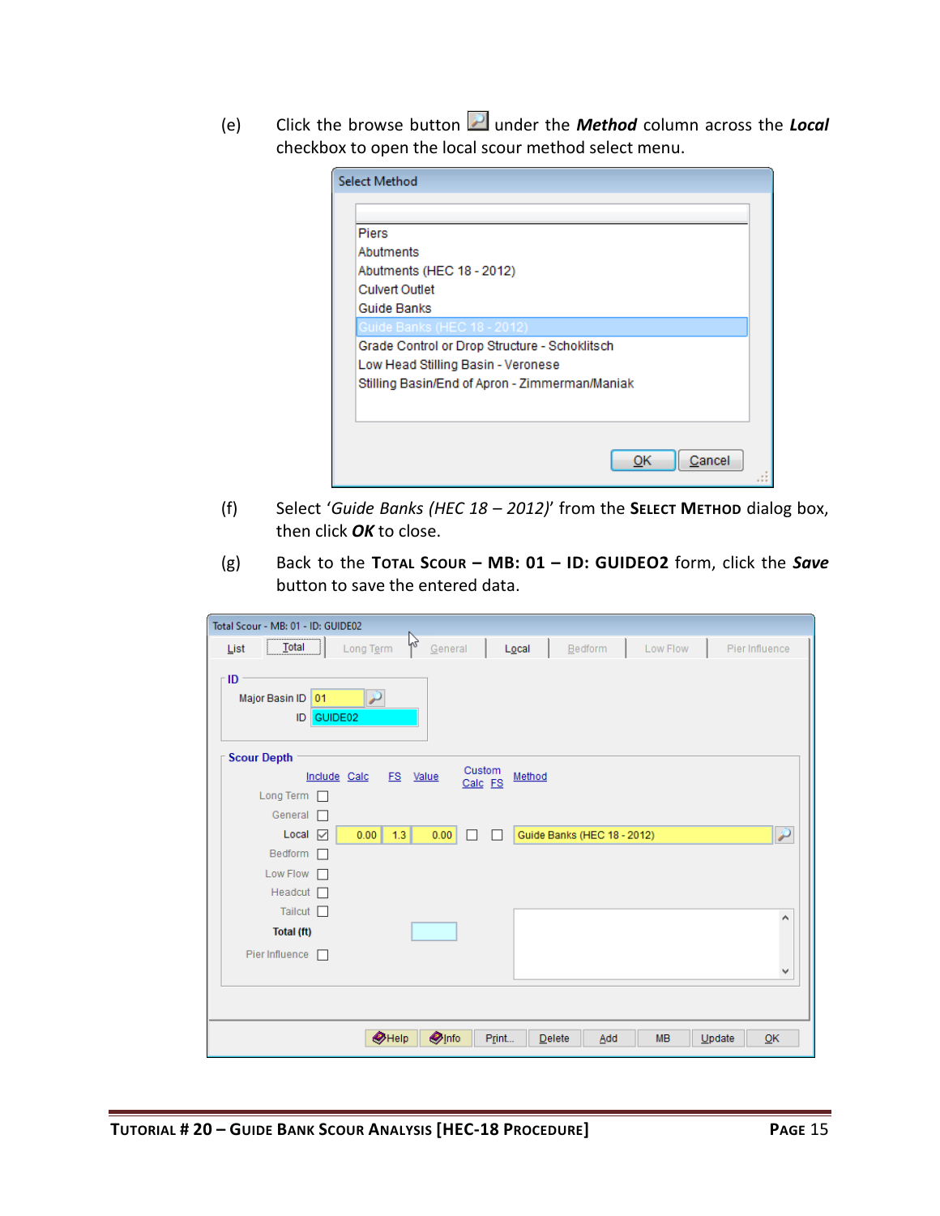(e) Click the browse button under the ***Method*** column across the ***Local*** checkbox to open the local scour method select menu.

(f) Select '*Guide Banks (HEC 18 – 2012)*' from the **Select Method** dialog box, then click ***OK*** to close.

(g) Back to the **Total Scour – MB: 01 – ID: GUIDE02** form, click the ***Save*** button to save the entered data.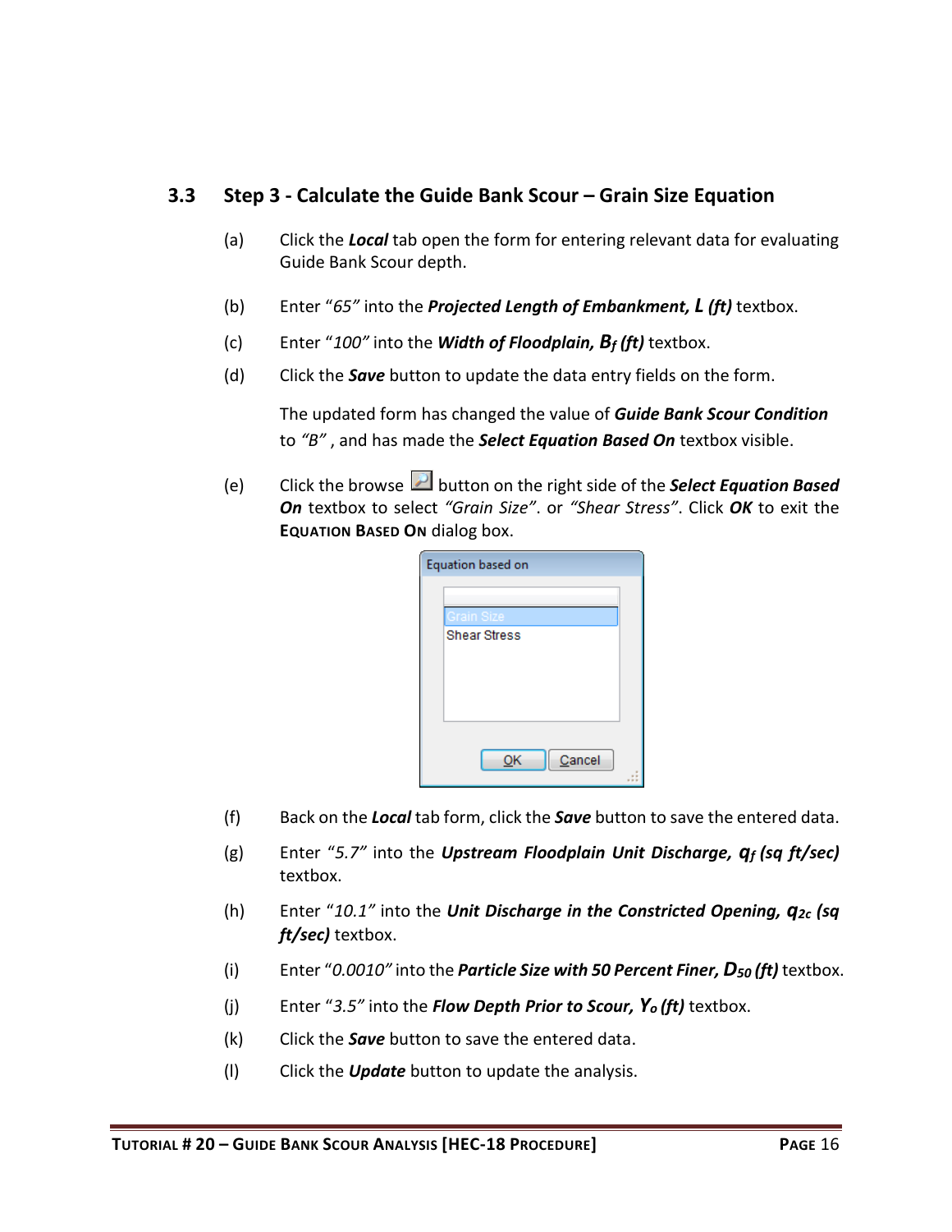## 3.3 Step 3 - Calculate the Guide Bank Scour – Grain Size Equation

(a) Click the ***Local*** tab open the form for entering relevant data for evaluating Guide Bank Scour depth.

(b) Enter "*65*" into the ***Projected Length of Embankment, L (ft)*** textbox.

(c) Enter "*100*" into the ***Width of Floodplain, $B_f$ (ft)*** textbox.

(d) Click the ***Save*** button to update the data entry fields on the form.

The updated form has changed the value of ***Guide Bank Scour Condition*** to *"B"* , and has made the ***Select Equation Based On*** textbox visible.

(e) Click the browse button on the right side of the ***Select Equation Based On*** textbox to select *"Grain Size"*. or *"Shear Stress"*. Click ***OK*** to exit the **EQUATION BASED ON** dialog box.

Equation based on

Grain Size

Shear Stress

OK Cancel

(f) Back on the ***Local*** tab form, click the ***Save*** button to save the entered data.

(g) Enter "*5.7*" into the ***Upstream Floodplain Unit Discharge, $q_f$ (sq ft/sec)*** textbox.

(h) Enter "*10.1*" into the ***Unit Discharge in the Constricted Opening, $q_{2c}$ (sq ft/sec)*** textbox.

(i) Enter "*0.0010*" into the ***Particle Size with 50 Percent Finer, $D_{50}$ (ft)*** textbox.

(j) Enter "*3.5*" into the ***Flow Depth Prior to Scour, $Y_o$ (ft)*** textbox.

(k) Click the ***Save*** button to save the entered data.

(l) Click the ***Update*** button to update the analysis.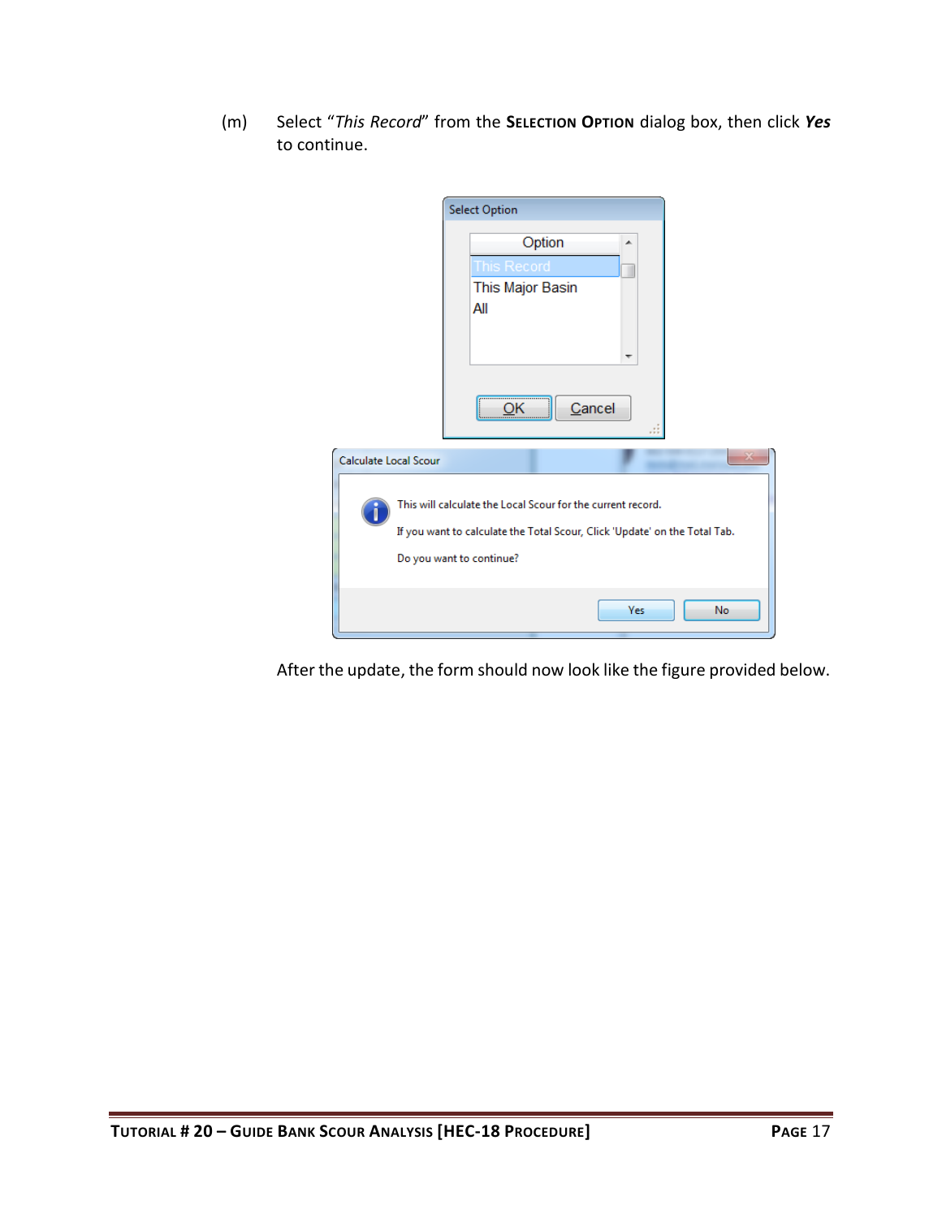(m) Select "*This Record*" from the **SELECTION OPTION** dialog box, then click ***Yes*** to continue.

After the update, the form should now look like the figure provided below.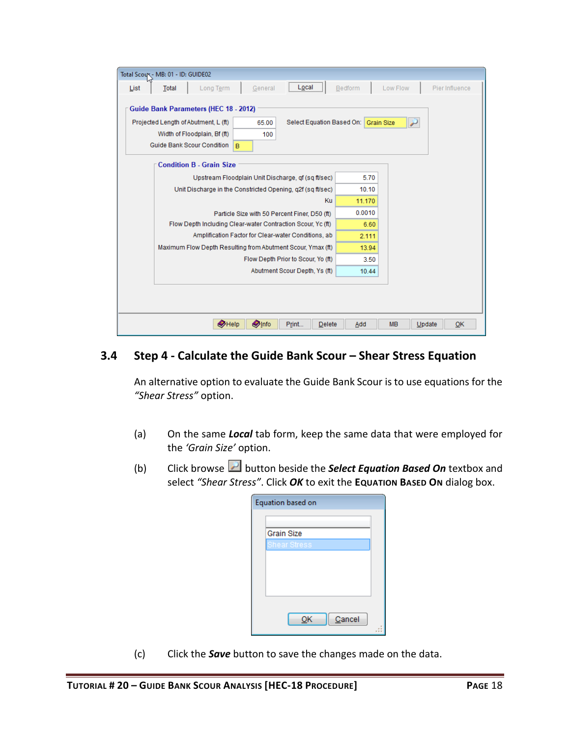## 3.4 Step 4 - Calculate the Guide Bank Scour – Shear Stress Equation

An alternative option to evaluate the Guide Bank Scour is to use equations for the *"Shear Stress"* option.

(a) On the same ***Local*** tab form, keep the same data that were employed for the *'Grain Size'* option.

(b) Click browse button beside the ***Select Equation Based On*** textbox and select *"Shear Stress"*. Click ***OK*** to exit the **Equation Based On** dialog box.

(c) Click the ***Save*** button to save the changes made on the data.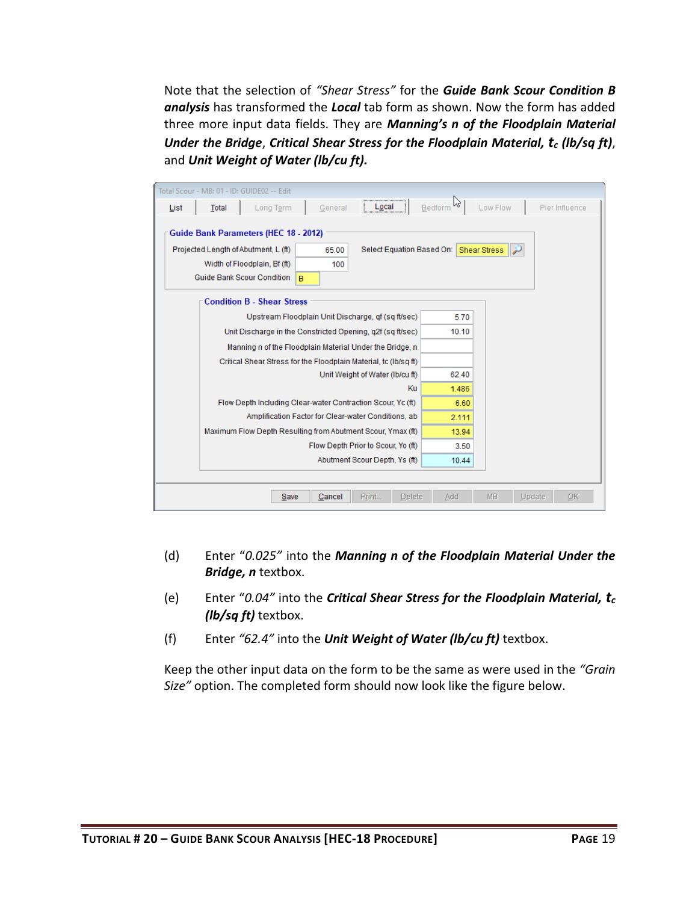Note that the selection of *"Shear Stress"* for the ***Guide Bank Scour Condition B analysis*** has transformed the ***Local*** tab form as shown. Now the form has added three more input data fields. They are ***Manning's n of the Floodplain Material Under the Bridge***, ***Critical Shear Stress for the Floodplain Material, $t_c$ (lb/sq ft)***, and ***Unit Weight of Water (lb/cu ft).***

(d) Enter *"0.025"* into the ***Manning n of the Floodplain Material Under the Bridge, n*** textbox.

(e) Enter *"0.04"* into the ***Critical Shear Stress for the Floodplain Material, $t_c$ (lb/sq ft)*** textbox.

(f) Enter *"62.4"* into the ***Unit Weight of Water (lb/cu ft)*** textbox.

Keep the other input data on the form to be the same as were used in the *"Grain Size"* option. The completed form should now look like the figure below.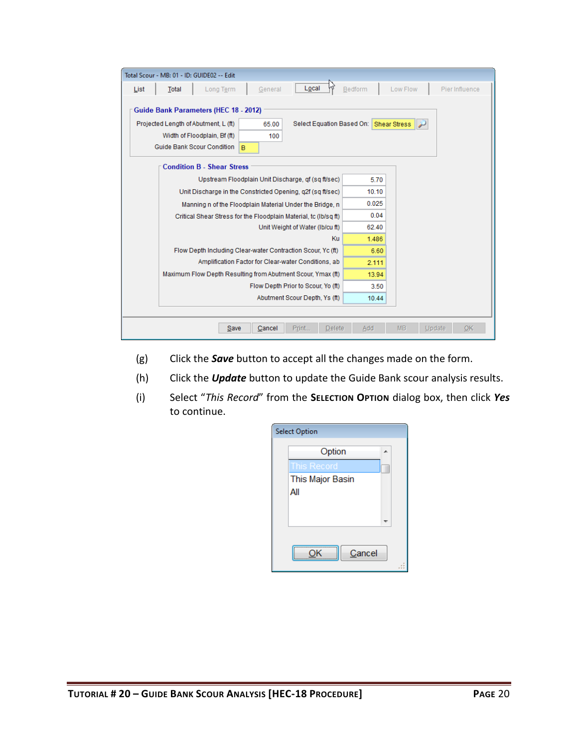(g) Click the ***Save*** button to accept all the changes made on the form.

(h) Click the ***Update*** button to update the Guide Bank scour analysis results.

(i) Select "*This Record*" from the **Selection Option** dialog box, then click ***Yes*** to continue.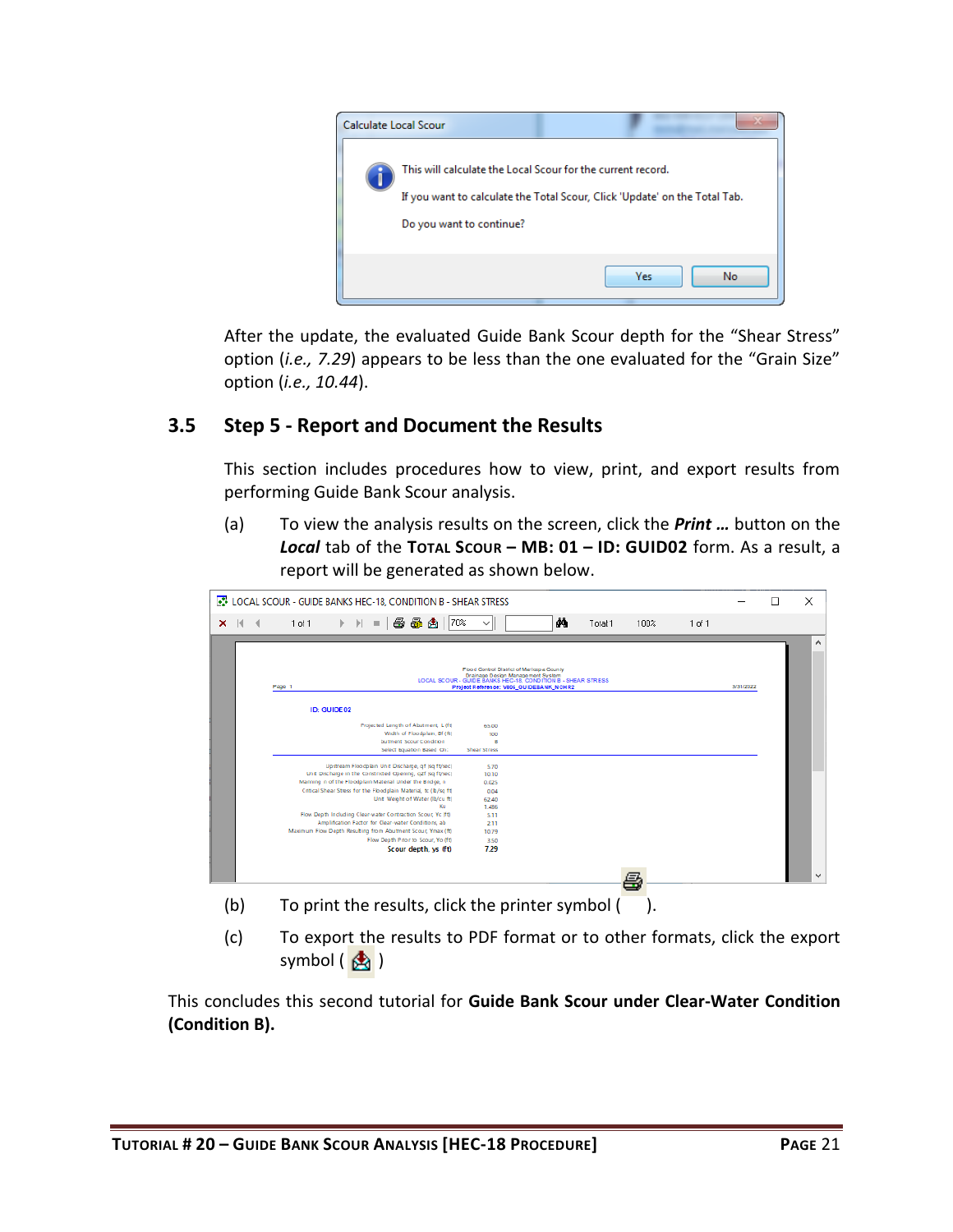After the update, the evaluated Guide Bank Scour depth for the "Shear Stress" option (*i.e., 7.29*) appears to be less than the one evaluated for the "Grain Size" option (*i.e., 10.44*).

## 3.5 Step 5 - Report and Document the Results

This section includes procedures how to view, print, and export results from performing Guide Bank Scour analysis.

(a) To view the analysis results on the screen, click the ***Print …*** button on the ***Local*** tab of the **TOTAL SCOUR – MB: 01 – ID: GUID02** form. As a result, a report will be generated as shown below.

(b) To print the results, click the printer symbol ( ).

(c) To export the results to PDF format or to other formats, click the export symbol ( )

This concludes this second tutorial for **Guide Bank Scour under Clear-Water Condition (Condition B).**